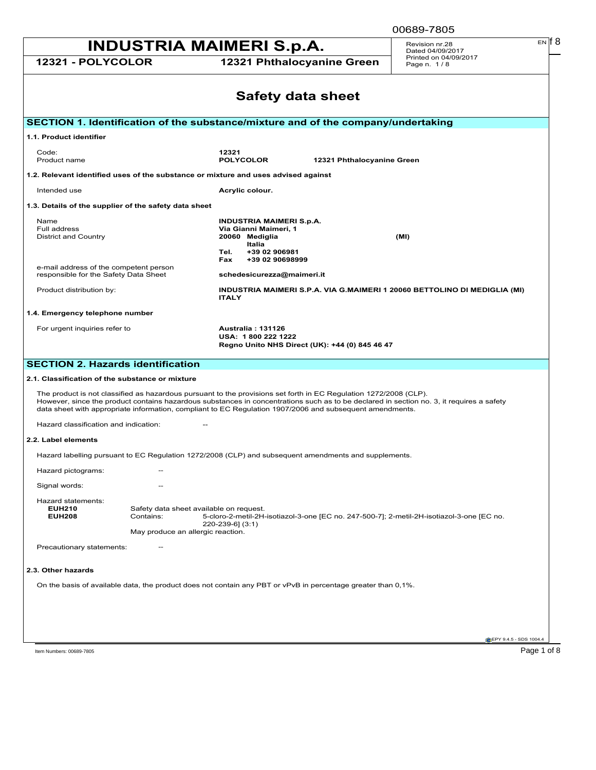# INDUSTRIA MAIMERI S.p.A.

**12321 - POLYCOLOR** **12321 Phthalocyanine Green**

Revision nr.28
Dated 04/09/2017
Printed on 04/09/2017

# Safety data sheet

## SECTION 1. Identification of the substance/mixture and of the company/undertaking

### 1.1. Product identifier

| | |
|---|---|
| Code: | **12321** |
| Product name | **POLYCOLOR 12321 Phthalocyanine Green** |

### 1.2. Relevant identified uses of the substance or mixture and uses advised against

| | |
|---|---|
| Intended use | **Acrylic colour.** |

### 1.3. Details of the supplier of the safety data sheet

| | |
|---|---|
| Name | **INDUSTRIA MAIMERI S.p.A.** |
| Full address | **Via Gianni Maimeri, 1** |
| District and Country | **20060 Mediglia (MI) Italia** |
| | **Tel. +39 02 906981** |
| | **Fax +39 02 90698999** |
| e-mail address of the competent person responsible for the Safety Data Sheet | **schedesicurezza@maimeri.it** |
| Product distribution by: | **INDUSTRIA MAIMERI S.P.A. VIA G.MAIMERI 1 20060 BETTOLINO DI MEDIGLIA (MI) ITALY** |

### 1.4. Emergency telephone number

| | |
|---|---|
| For urgent inquiries refer to | **Australia : 131126** |
| | **USA: 1 800 222 1222** |
| | **Regno Unito NHS Direct (UK): +44 (0) 845 46 47** |

## SECTION 2. Hazards identification

### 2.1. Classification of the substance or mixture

The product is not classified as hazardous pursuant to the provisions set forth in EC Regulation 1272/2008 (CLP).
However, since the product contains hazardous substances in concentrations such as to be declared in section no. 3, it requires a safety data sheet with appropriate information, compliant to EC Regulation 1907/2006 and subsequent amendments.

Hazard classification and indication: --

### 2.2. Label elements

Hazard labelling pursuant to EC Regulation 1272/2008 (CLP) and subsequent amendments and supplements.

Hazard pictograms: --

Signal words: --

Hazard statements:

**EUH210** Safety data sheet available on request.
**EUH208** Contains: 5-cloro-2-metil-2H-isotiazol-3-one [EC no. 247-500-7]; 2-metil-2H-isotiazol-3-one [EC no. 220-239-6] (3:1)
May produce an allergic reaction.

Precautionary statements: --

### 2.3. Other hazards

On the basis of available data, the product does not contain any PBT or vPvB in percentage greater than 0,1%.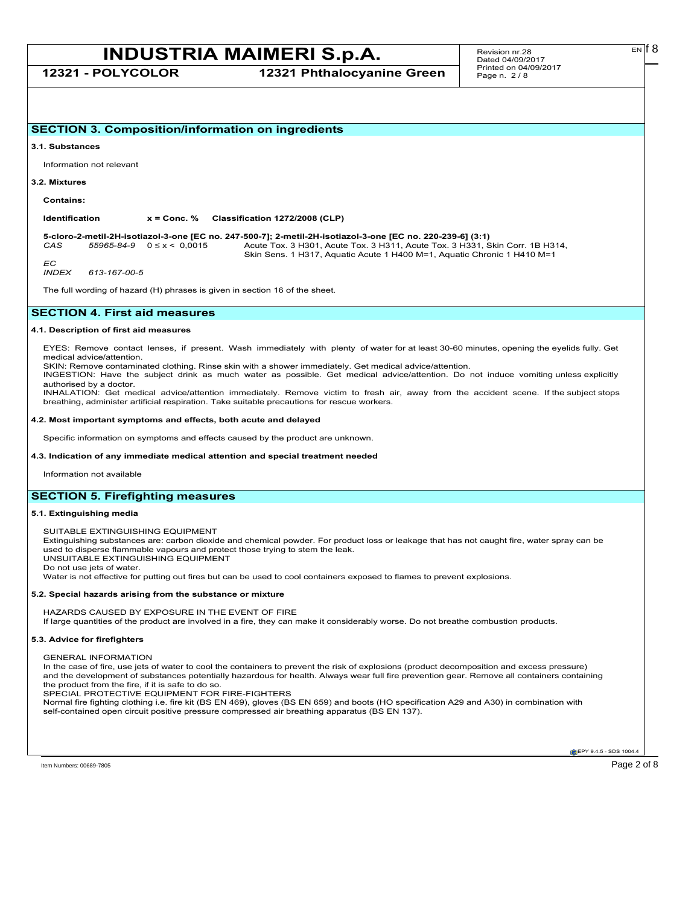## SECTION 3. Composition/information on ingredients

### 3.1. Substances

Information not relevant

### 3.2. Mixtures

**Contains:**

| Identification | | x = Conc. % | Classification 1272/2008 (CLP) |
|---|---|---|---|
| **5-cloro-2-metil-2H-isotiazol-3-one [EC no. 247-500-7]; 2-metil-2H-isotiazol-3-one [EC no. 220-239-6] (3:1)** | | | |
| *CAS* | *55965-84-9* | $0 \leq x < 0,0015$ | Acute Tox. 3 H301, Acute Tox. 3 H311, Acute Tox. 3 H331, Skin Corr. 1B H314, Skin Sens. 1 H317, Aquatic Acute 1 H400 M=1, Aquatic Chronic 1 H410 M=1 |
| *EC* | | | |
| *INDEX* | *613-167-00-5* | | |

The full wording of hazard (H) phrases is given in section 16 of the sheet.

## SECTION 4. First aid measures

### 4.1. Description of first aid measures

EYES: Remove contact lenses, if present. Wash immediately with plenty of water for at least 30-60 minutes, opening the eyelids fully. Get medical advice/attention.
SKIN: Remove contaminated clothing. Rinse skin with a shower immediately. Get medical advice/attention.
INGESTION: Have the subject drink as much water as possible. Get medical advice/attention. Do not induce vomiting unless explicitly authorised by a doctor.
INHALATION: Get medical advice/attention immediately. Remove victim to fresh air, away from the accident scene. If the subject stops breathing, administer artificial respiration. Take suitable precautions for rescue workers.

### 4.2. Most important symptoms and effects, both acute and delayed

Specific information on symptoms and effects caused by the product are unknown.

### 4.3. Indication of any immediate medical attention and special treatment needed

Information not available

## SECTION 5. Firefighting measures

### 5.1. Extinguishing media

SUITABLE EXTINGUISHING EQUIPMENT
Extinguishing substances are: carbon dioxide and chemical powder. For product loss or leakage that has not caught fire, water spray can be used to disperse flammable vapours and protect those trying to stem the leak.
UNSUITABLE EXTINGUISHING EQUIPMENT
Do not use jets of water.
Water is not effective for putting out fires but can be used to cool containers exposed to flames to prevent explosions.

### 5.2. Special hazards arising from the substance or mixture

HAZARDS CAUSED BY EXPOSURE IN THE EVENT OF FIRE
If large quantities of the product are involved in a fire, they can make it considerably worse. Do not breathe combustion products.

### 5.3. Advice for firefighters

GENERAL INFORMATION
In the case of fire, use jets of water to cool the containers to prevent the risk of explosions (product decomposition and excess pressure) and the development of substances potentially hazardous for health. Always wear full fire prevention gear. Remove all containers containing the product from the fire, if it is safe to do so.
SPECIAL PROTECTIVE EQUIPMENT FOR FIRE-FIGHTERS
Normal fire fighting clothing i.e. fire kit (BS EN 469), gloves (BS EN 659) and boots (HO specification A29 and A30) in combination with self-contained open circuit positive pressure compressed air breathing apparatus (BS EN 137).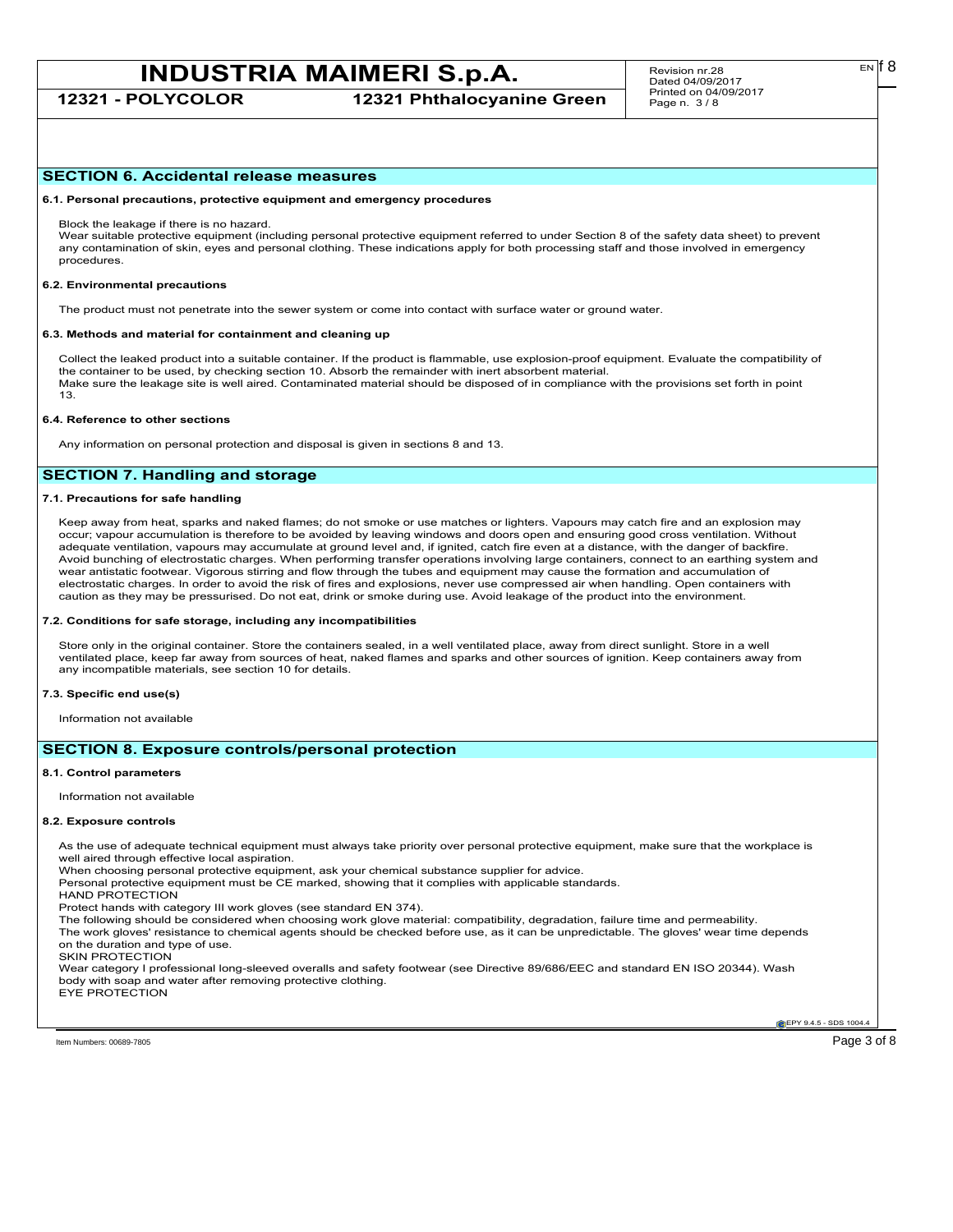## SECTION 6. Accidental release measures

**6.1. Personal precautions, protective equipment and emergency procedures**

Block the leakage if there is no hazard.
Wear suitable protective equipment (including personal protective equipment referred to under Section 8 of the safety data sheet) to prevent any contamination of skin, eyes and personal clothing. These indications apply for both processing staff and those involved in emergency procedures.

**6.2. Environmental precautions**

The product must not penetrate into the sewer system or come into contact with surface water or ground water.

**6.3. Methods and material for containment and cleaning up**

Collect the leaked product into a suitable container. If the product is flammable, use explosion-proof equipment. Evaluate the compatibility of the container to be used, by checking section 10. Absorb the remainder with inert absorbent material.
Make sure the leakage site is well aired. Contaminated material should be disposed of in compliance with the provisions set forth in point 13.

**6.4. Reference to other sections**

Any information on personal protection and disposal is given in sections 8 and 13.

## SECTION 7. Handling and storage

**7.1. Precautions for safe handling**

Keep away from heat, sparks and naked flames; do not smoke or use matches or lighters. Vapours may catch fire and an explosion may occur; vapour accumulation is therefore to be avoided by leaving windows and doors open and ensuring good cross ventilation. Without adequate ventilation, vapours may accumulate at ground level and, if ignited, catch fire even at a distance, with the danger of backfire. Avoid bunching of electrostatic charges. When performing transfer operations involving large containers, connect to an earthing system and wear antistatic footwear. Vigorous stirring and flow through the tubes and equipment may cause the formation and accumulation of electrostatic charges. In order to avoid the risk of fires and explosions, never use compressed air when handling. Open containers with caution as they may be pressurised. Do not eat, drink or smoke during use. Avoid leakage of the product into the environment.

**7.2. Conditions for safe storage, including any incompatibilities**

Store only in the original container. Store the containers sealed, in a well ventilated place, away from direct sunlight. Store in a well ventilated place, keep far away from sources of heat, naked flames and sparks and other sources of ignition. Keep containers away from any incompatible materials, see section 10 for details.

**7.3. Specific end use(s)**

Information not available

## SECTION 8. Exposure controls/personal protection

**8.1. Control parameters**

Information not available

**8.2. Exposure controls**

As the use of adequate technical equipment must always take priority over personal protective equipment, make sure that the workplace is well aired through effective local aspiration.
When choosing personal protective equipment, ask your chemical substance supplier for advice.
Personal protective equipment must be CE marked, showing that it complies with applicable standards.
HAND PROTECTION
Protect hands with category III work gloves (see standard EN 374).
The following should be considered when choosing work glove material: compatibility, degradation, failure time and permeability.
The work gloves' resistance to chemical agents should be checked before use, as it can be unpredictable. The gloves' wear time depends on the duration and type of use.
SKIN PROTECTION
Wear category I professional long-sleeved overalls and safety footwear (see Directive 89/686/EEC and standard EN ISO 20344). Wash body with soap and water after removing protective clothing.
EYE PROTECTION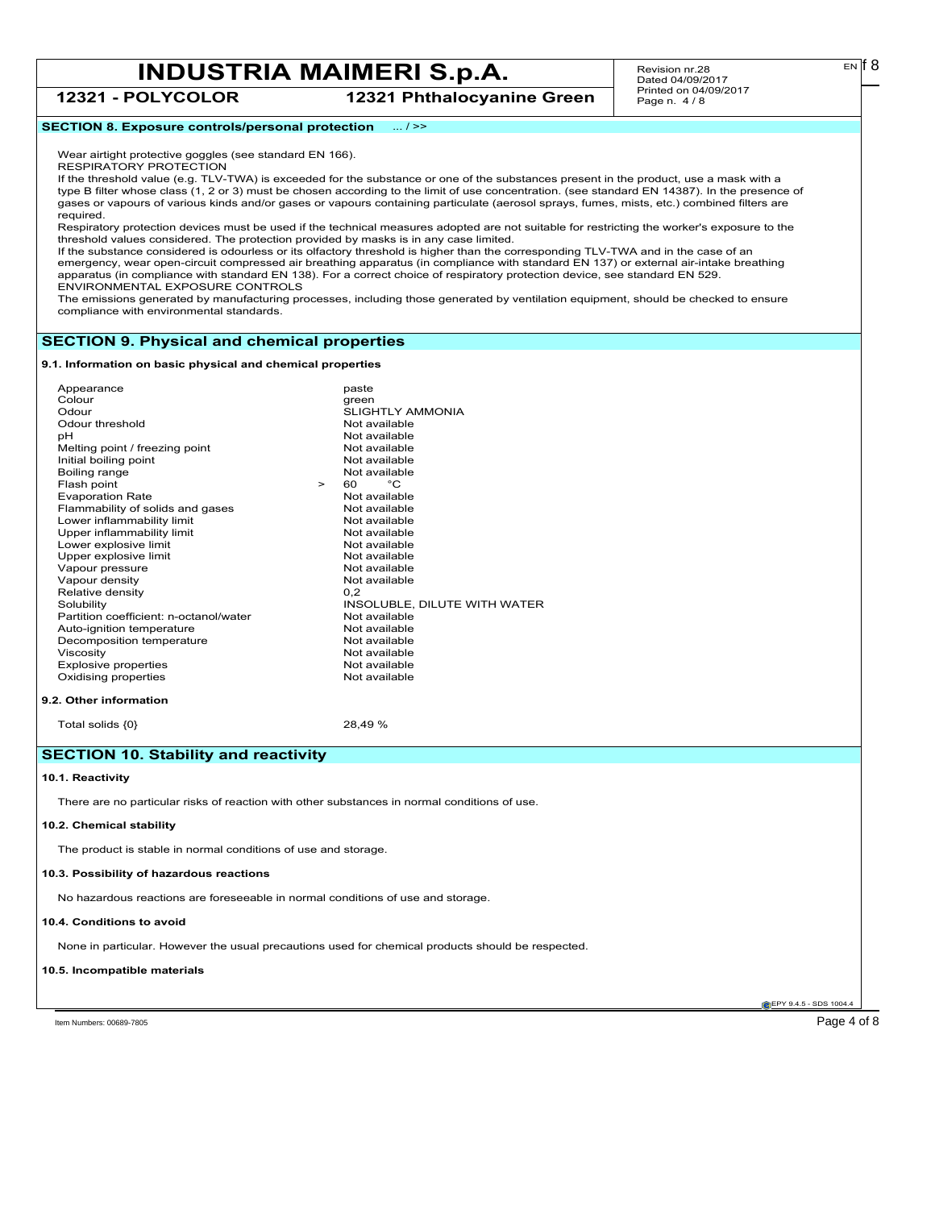## SECTION 8. Exposure controls/personal protection ... / >>

Wear airtight protective goggles (see standard EN 166).
RESPIRATORY PROTECTION
If the threshold value (e.g. TLV-TWA) is exceeded for the substance or one of the substances present in the product, use a mask with a type B filter whose class (1, 2 or 3) must be chosen according to the limit of use concentration. (see standard EN 14387). In the presence of gases or vapours of various kinds and/or gases or vapours containing particulate (aerosol sprays, fumes, mists, etc.) combined filters are required.
Respiratory protection devices must be used if the technical measures adopted are not suitable for restricting the worker's exposure to the threshold values considered. The protection provided by masks is in any case limited.
If the substance considered is odourless or its olfactory threshold is higher than the corresponding TLV-TWA and in the case of an emergency, wear open-circuit compressed air breathing apparatus (in compliance with standard EN 137) or external air-intake breathing apparatus (in compliance with standard EN 138). For a correct choice of respiratory protection device, see standard EN 529.
ENVIRONMENTAL EXPOSURE CONTROLS
The emissions generated by manufacturing processes, including those generated by ventilation equipment, should be checked to ensure compliance with environmental standards.

## SECTION 9. Physical and chemical properties

### 9.1. Information on basic physical and chemical properties

| Property | Value |
|---|---|
| Appearance | paste |
| Colour | green |
| Odour | SLIGHTLY AMMONIA |
| Odour threshold | Not available |
| pH | Not available |
| Melting point / freezing point | Not available |
| Initial boiling point | Not available |
| Boiling range | Not available |
| Flash point | > 60 °C |
| Evaporation Rate | Not available |
| Flammability of solids and gases | Not available |
| Lower inflammability limit | Not available |
| Upper inflammability limit | Not available |
| Lower explosive limit | Not available |
| Upper explosive limit | Not available |
| Vapour pressure | Not available |
| Vapour density | Not available |
| Relative density | 0,2 |
| Solubility | INSOLUBLE, DILUTE WITH WATER |
| Partition coefficient: n-octanol/water | Not available |
| Auto-ignition temperature | Not available |
| Decomposition temperature | Not available |
| Viscosity | Not available |
| Explosive properties | Not available |
| Oxidising properties | Not available |

### 9.2. Other information

| Property | Value |
|---|---|
| Total solids {0} | 28,49 % |

## SECTION 10. Stability and reactivity

### 10.1. Reactivity

There are no particular risks of reaction with other substances in normal conditions of use.

### 10.2. Chemical stability

The product is stable in normal conditions of use and storage.

### 10.3. Possibility of hazardous reactions

No hazardous reactions are foreseeable in normal conditions of use and storage.

### 10.4. Conditions to avoid

None in particular. However the usual precautions used for chemical products should be respected.

### 10.5. Incompatible materials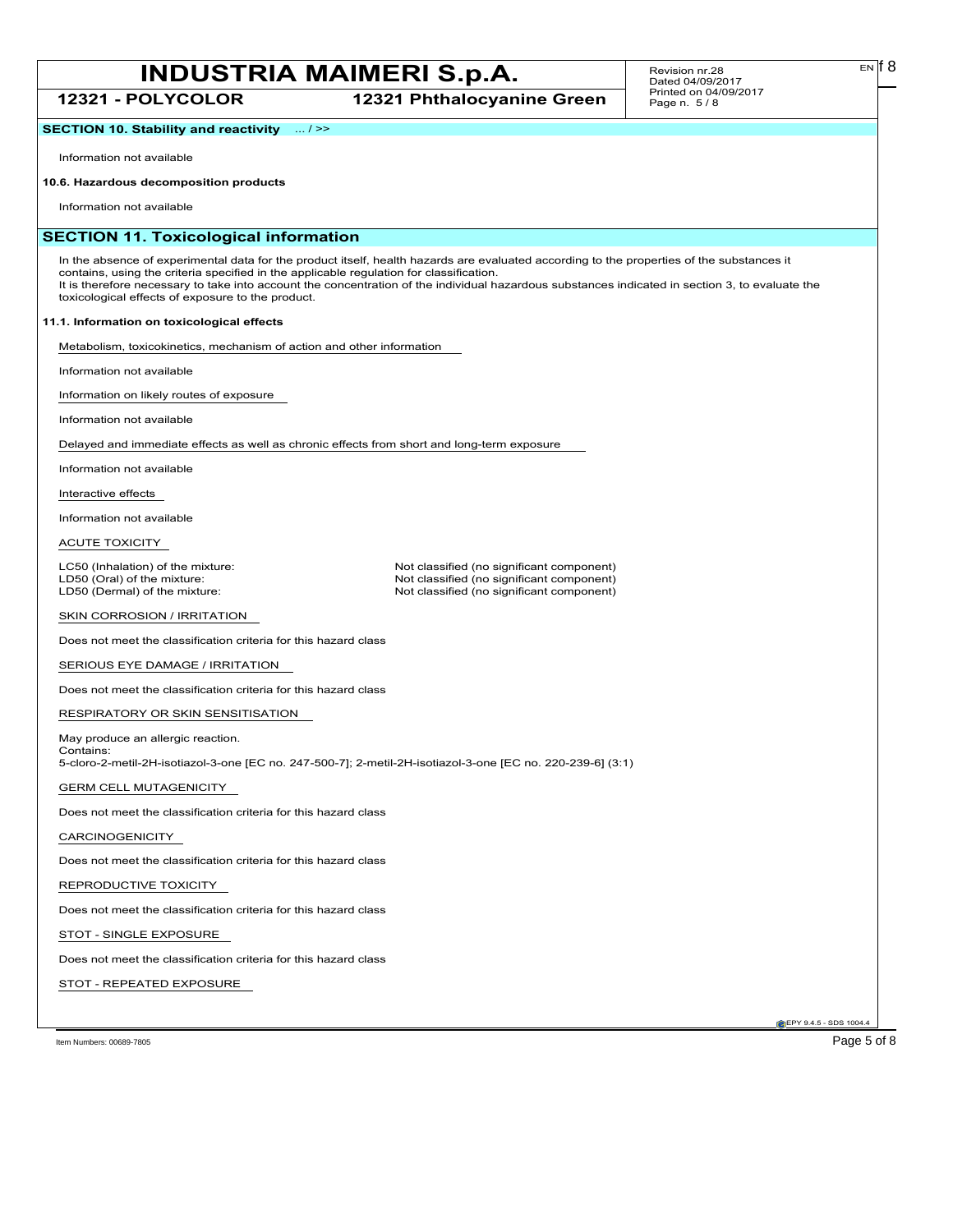**SECTION 10. Stability and reactivity** ... / >>

Information not available

**10.6. Hazardous decomposition products**

Information not available

## SECTION 11. Toxicological information

In the absence of experimental data for the product itself, health hazards are evaluated according to the properties of the substances it contains, using the criteria specified in the applicable regulation for classification.
It is therefore necessary to take into account the concentration of the individual hazardous substances indicated in section 3, to evaluate the toxicological effects of exposure to the product.

**11.1. Information on toxicological effects**

Metabolism, toxicokinetics, mechanism of action and other information

Information not available

Information on likely routes of exposure

Information not available

Delayed and immediate effects as well as chronic effects from short and long-term exposure

Information not available

Interactive effects

Information not available

ACUTE TOXICITY

| | |
|---|---|
| LC50 (Inhalation) of the mixture: | Not classified (no significant component) |
| LD50 (Oral) of the mixture: | Not classified (no significant component) |
| LD50 (Dermal) of the mixture: | Not classified (no significant component) |

SKIN CORROSION / IRRITATION

Does not meet the classification criteria for this hazard class

SERIOUS EYE DAMAGE / IRRITATION

Does not meet the classification criteria for this hazard class

RESPIRATORY OR SKIN SENSITISATION

May produce an allergic reaction.
Contains:
5-cloro-2-metil-2H-isotiazol-3-one [EC no. 247-500-7]; 2-metil-2H-isotiazol-3-one [EC no. 220-239-6] (3:1)

GERM CELL MUTAGENICITY

Does not meet the classification criteria for this hazard class

CARCINOGENICITY

Does not meet the classification criteria for this hazard class

REPRODUCTIVE TOXICITY

Does not meet the classification criteria for this hazard class

STOT - SINGLE EXPOSURE

Does not meet the classification criteria for this hazard class

STOT - REPEATED EXPOSURE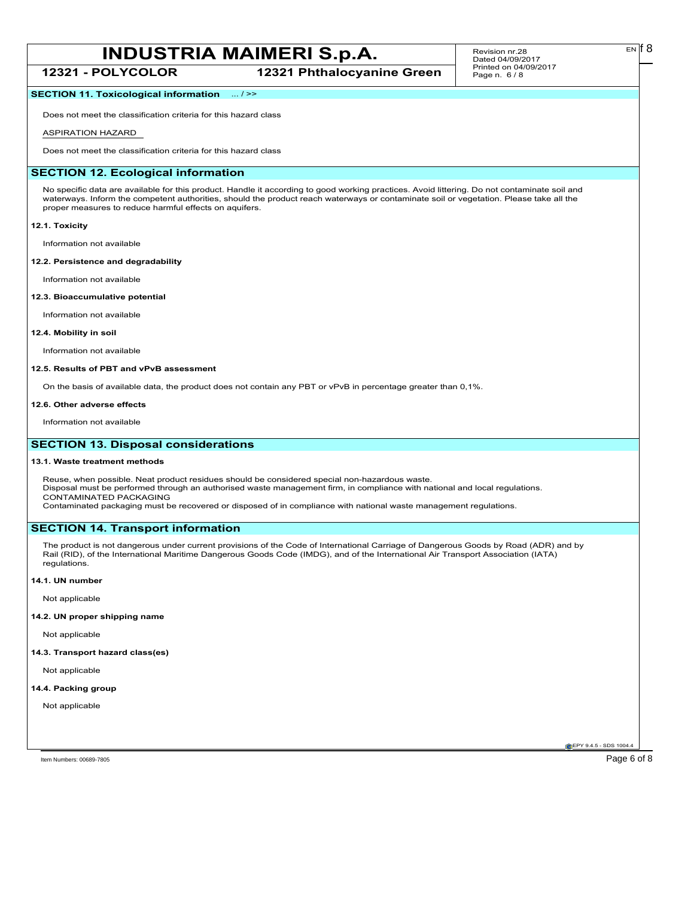**SECTION 11. Toxicological information** ... / >>

Does not meet the classification criteria for this hazard class

ASPIRATION HAZARD

Does not meet the classification criteria for this hazard class

## SECTION 12. Ecological information

No specific data are available for this product. Handle it according to good working practices. Avoid littering. Do not contaminate soil and waterways. Inform the competent authorities, should the product reach waterways or contaminate soil or vegetation. Please take all the proper measures to reduce harmful effects on aquifers.

### 12.1. Toxicity

Information not available

### 12.2. Persistence and degradability

Information not available

### 12.3. Bioaccumulative potential

Information not available

### 12.4. Mobility in soil

Information not available

### 12.5. Results of PBT and vPvB assessment

On the basis of available data, the product does not contain any PBT or vPvB in percentage greater than 0,1%.

### 12.6. Other adverse effects

Information not available

## SECTION 13. Disposal considerations

### 13.1. Waste treatment methods

Reuse, when possible. Neat product residues should be considered special non-hazardous waste.
Disposal must be performed through an authorised waste management firm, in compliance with national and local regulations.
CONTAMINATED PACKAGING
Contaminated packaging must be recovered or disposed of in compliance with national waste management regulations.

## SECTION 14. Transport information

The product is not dangerous under current provisions of the Code of International Carriage of Dangerous Goods by Road (ADR) and by Rail (RID), of the International Maritime Dangerous Goods Code (IMDG), and of the International Air Transport Association (IATA) regulations.

### 14.1. UN number

Not applicable

### 14.2. UN proper shipping name

Not applicable

### 14.3. Transport hazard class(es)

Not applicable

### 14.4. Packing group

Not applicable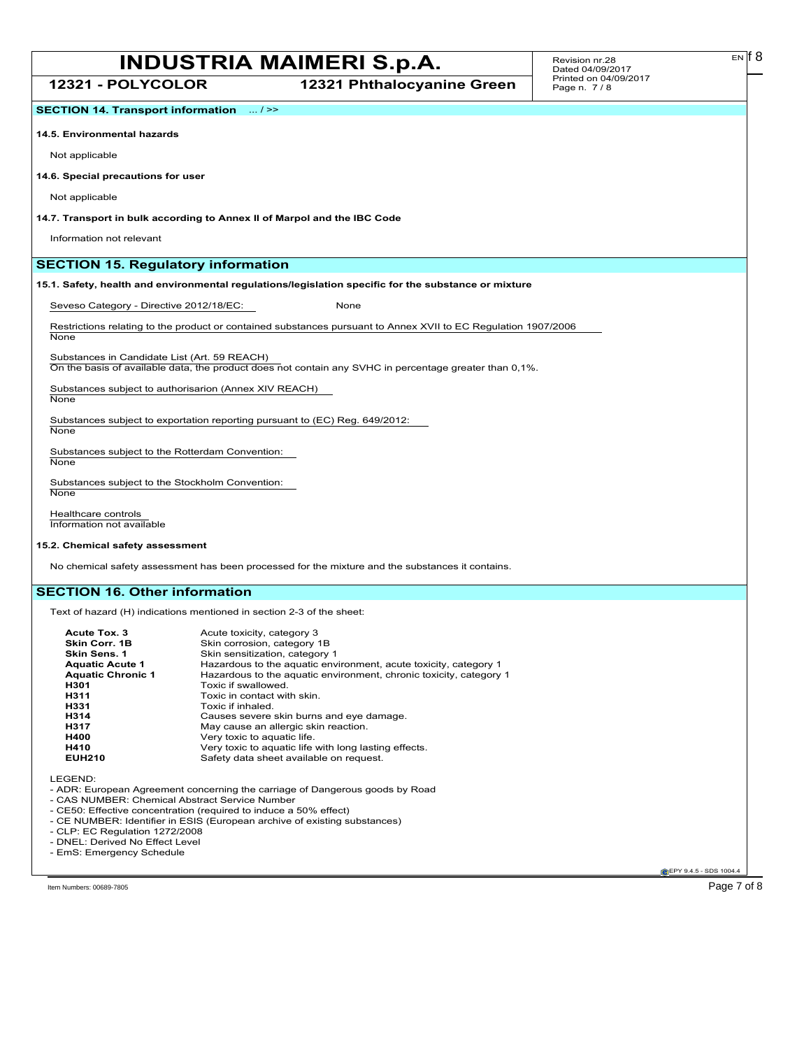**SECTION 14. Transport information** ... / >>

**14.5. Environmental hazards**

Not applicable

**14.6. Special precautions for user**

Not applicable

**14.7. Transport in bulk according to Annex II of Marpol and the IBC Code**

Information not relevant

## SECTION 15. Regulatory information

**15.1. Safety, health and environmental regulations/legislation specific for the substance or mixture**

Seveso Category - Directive 2012/18/EC: None

Restrictions relating to the product or contained substances pursuant to Annex XVII to EC Regulation 1907/2006
None

Substances in Candidate List (Art. 59 REACH)
On the basis of available data, the product does not contain any SVHC in percentage greater than 0,1%.

Substances subject to authorisarion (Annex XIV REACH)
None

Substances subject to exportation reporting pursuant to (EC) Reg. 649/2012:
None

Substances subject to the Rotterdam Convention:
None

Substances subject to the Stockholm Convention:
None

Healthcare controls
Information not available

**15.2. Chemical safety assessment**

No chemical safety assessment has been processed for the mixture and the substances it contains.

## SECTION 16. Other information

Text of hazard (H) indications mentioned in section 2-3 of the sheet:

| | |
|---|---|
| **Acute Tox. 3** | Acute toxicity, category 3 |
| **Skin Corr. 1B** | Skin corrosion, category 1B |
| **Skin Sens. 1** | Skin sensitization, category 1 |
| **Aquatic Acute 1** | Hazardous to the aquatic environment, acute toxicity, category 1 |
| **Aquatic Chronic 1** | Hazardous to the aquatic environment, chronic toxicity, category 1 |
| **H301** | Toxic if swallowed. |
| **H311** | Toxic in contact with skin. |
| **H331** | Toxic if inhaled. |
| **H314** | Causes severe skin burns and eye damage. |
| **H317** | May cause an allergic skin reaction. |
| **H400** | Very toxic to aquatic life. |
| **H410** | Very toxic to aquatic life with long lasting effects. |
| **EUH210** | Safety data sheet available on request. |

LEGEND:
- ADR: European Agreement concerning the carriage of Dangerous goods by Road
- CAS NUMBER: Chemical Abstract Service Number
- CE50: Effective concentration (required to induce a 50% effect)
- CE NUMBER: Identifier in ESIS (European archive of existing substances)
- CLP: EC Regulation 1272/2008
- DNEL: Derived No Effect Level
- EmS: Emergency Schedule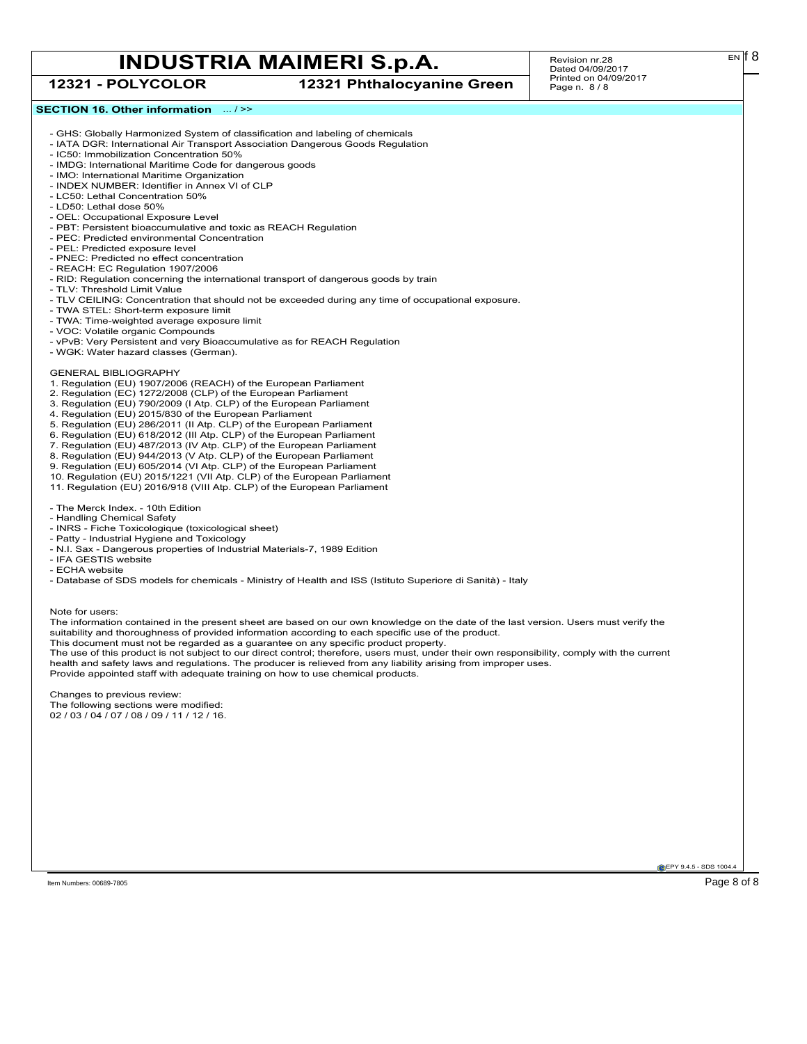## SECTION 16. Other information ... / >>

- GHS: Globally Harmonized System of classification and labeling of chemicals
- IATA DGR: International Air Transport Association Dangerous Goods Regulation
- IC50: Immobilization Concentration 50%
- IMDG: International Maritime Code for dangerous goods
- IMO: International Maritime Organization
- INDEX NUMBER: Identifier in Annex VI of CLP
- LC50: Lethal Concentration 50%
- LD50: Lethal dose 50%
- OEL: Occupational Exposure Level
- PBT: Persistent bioaccumulative and toxic as REACH Regulation
- PEC: Predicted environmental Concentration
- PEL: Predicted exposure level
- PNEC: Predicted no effect concentration
- REACH: EC Regulation 1907/2006
- RID: Regulation concerning the international transport of dangerous goods by train
- TLV: Threshold Limit Value
- TLV CEILING: Concentration that should not be exceeded during any time of occupational exposure.
- TWA STEL: Short-term exposure limit
- TWA: Time-weighted average exposure limit
- VOC: Volatile organic Compounds
- vPvB: Very Persistent and very Bioaccumulative as for REACH Regulation
- WGK: Water hazard classes (German).

GENERAL BIBLIOGRAPHY

1. Regulation (EU) 1907/2006 (REACH) of the European Parliament
2. Regulation (EC) 1272/2008 (CLP) of the European Parliament
3. Regulation (EU) 790/2009 (I Atp. CLP) of the European Parliament
4. Regulation (EU) 2015/830 of the European Parliament
5. Regulation (EU) 286/2011 (II Atp. CLP) of the European Parliament
6. Regulation (EU) 618/2012 (III Atp. CLP) of the European Parliament
7. Regulation (EU) 487/2013 (IV Atp. CLP) of the European Parliament
8. Regulation (EU) 944/2013 (V Atp. CLP) of the European Parliament
9. Regulation (EU) 605/2014 (VI Atp. CLP) of the European Parliament
10. Regulation (EU) 2015/1221 (VII Atp. CLP) of the European Parliament
11. Regulation (EU) 2016/918 (VIII Atp. CLP) of the European Parliament

- The Merck Index. - 10th Edition
- Handling Chemical Safety
- INRS - Fiche Toxicologique (toxicological sheet)
- Patty - Industrial Hygiene and Toxicology
- N.I. Sax - Dangerous properties of Industrial Materials-7, 1989 Edition
- IFA GESTIS website
- ECHA website
- Database of SDS models for chemicals - Ministry of Health and ISS (Istituto Superiore di Sanità) - Italy

Note for users:
The information contained in the present sheet are based on our own knowledge on the date of the last version. Users must verify the suitability and thoroughness of provided information according to each specific use of the product.
This document must not be regarded as a guarantee on any specific product property.
The use of this product is not subject to our direct control; therefore, users must, under their own responsibility, comply with the current health and safety laws and regulations. The producer is relieved from any liability arising from improper uses.
Provide appointed staff with adequate training on how to use chemical products.

Changes to previous review:
The following sections were modified:
02 / 03 / 04 / 07 / 08 / 09 / 11 / 12 / 16.